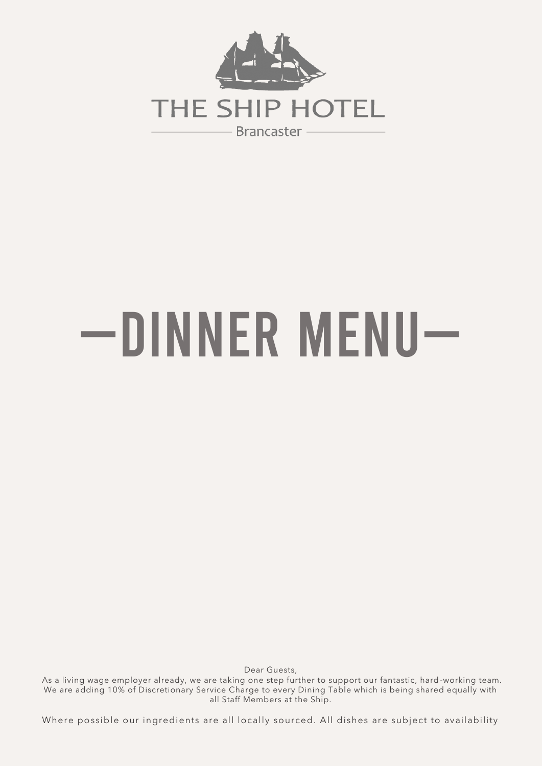THE SHIP HOTEL

Brancaster

# —DINNER MENU—

Dear Guests,

As a living wage employer already, we are taking one step further to support our fantastic, hard-working team. We are adding 10% of Discretionary Service Charge to every Dining Table which is being shared equally with all Staff Members at the Ship.

Where possible our ingredients are all locally sourced. All dishes are subject to availability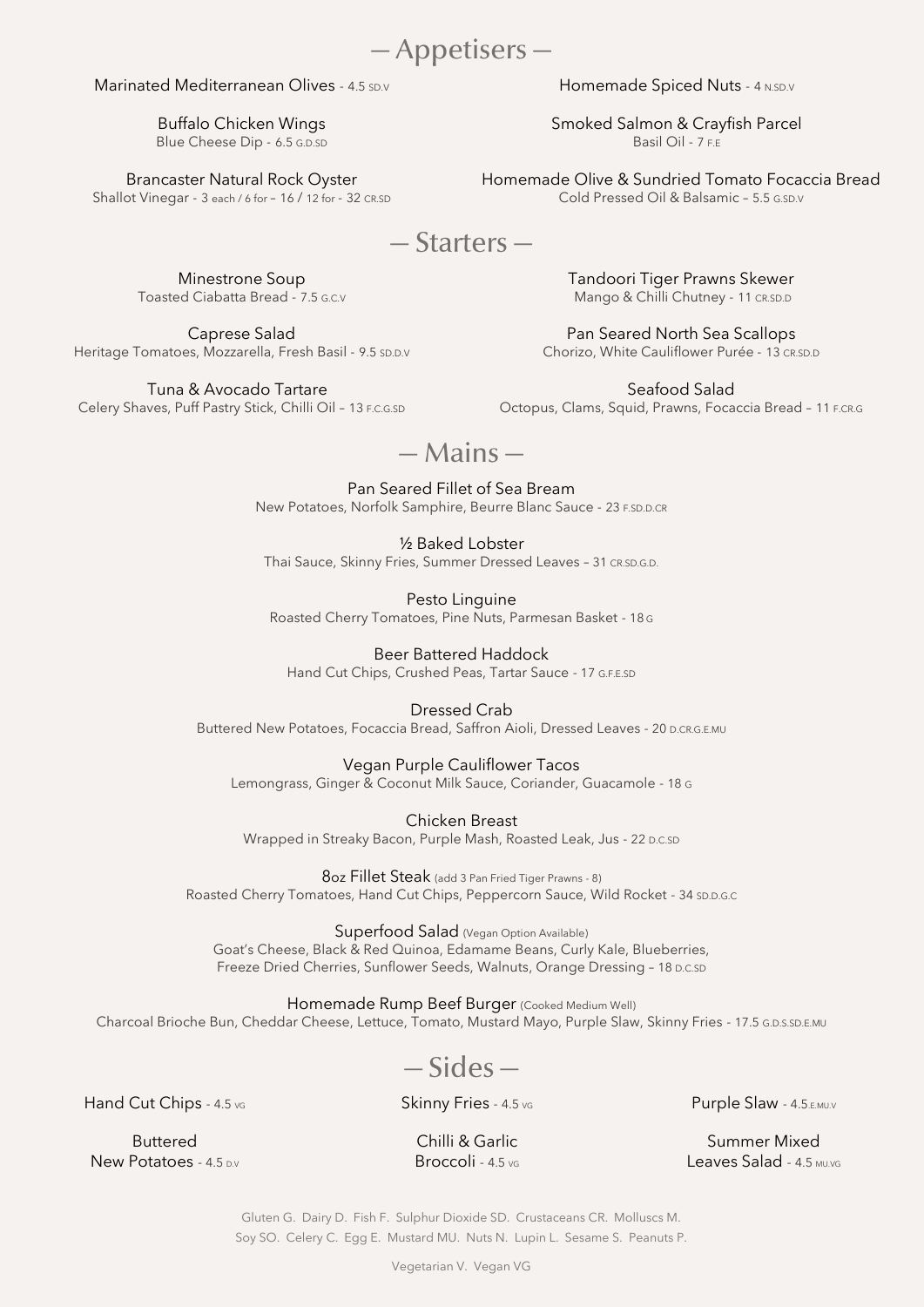## — Appetisers —

Marinated Mediterranean Olives - 4.5 SD.V

Homemade Spiced Nuts - 4 N.SD.V

Buffalo Chicken Wings
Blue Cheese Dip - 6.5 G.D.SD

Smoked Salmon & Crayfish Parcel
Basil Oil - 7 F.E

Brancaster Natural Rock Oyster
Shallot Vinegar - 3 each / 6 for – 16 / 12 for - 32 CR.SD

Homemade Olive & Sundried Tomato Focaccia Bread
Cold Pressed Oil & Balsamic – 5.5 G.SD.V

## — Starters —

Minestrone Soup
Toasted Ciabatta Bread - 7.5 G.C.V

Tandoori Tiger Prawns Skewer
Mango & Chilli Chutney - 11 CR.SD.D

Caprese Salad
Heritage Tomatoes, Mozzarella, Fresh Basil - 9.5 SD.D.V

Pan Seared North Sea Scallops
Chorizo, White Cauliflower Purée - 13 CR.SD.D

Tuna & Avocado Tartare
Celery Shaves, Puff Pastry Stick, Chilli Oil – 13 F.C.G.SD

Seafood Salad
Octopus, Clams, Squid, Prawns, Focaccia Bread – 11 F.CR.G

## — Mains —

Pan Seared Fillet of Sea Bream
New Potatoes, Norfolk Samphire, Beurre Blanc Sauce - 23 F.SD.D.CR

½ Baked Lobster
Thai Sauce, Skinny Fries, Summer Dressed Leaves – 31 CR.SD.G.D.

Pesto Linguine
Roasted Cherry Tomatoes, Pine Nuts, Parmesan Basket - 18 G

Beer Battered Haddock
Hand Cut Chips, Crushed Peas, Tartar Sauce - 17 G.F.E.SD

Dressed Crab
Buttered New Potatoes, Focaccia Bread, Saffron Aioli, Dressed Leaves - 20 D.CR.G.E.MU

Vegan Purple Cauliflower Tacos
Lemongrass, Ginger & Coconut Milk Sauce, Coriander, Guacamole - 18 G

Chicken Breast
Wrapped in Streaky Bacon, Purple Mash, Roasted Leak, Jus - 22 D.C.SD

8oz Fillet Steak (add 3 Pan Fried Tiger Prawns - 8)
Roasted Cherry Tomatoes, Hand Cut Chips, Peppercorn Sauce, Wild Rocket - 34 SD.D.G.C

Superfood Salad (Vegan Option Available)
Goat's Cheese, Black & Red Quinoa, Edamame Beans, Curly Kale, Blueberries,
Freeze Dried Cherries, Sunflower Seeds, Walnuts, Orange Dressing – 18 D.C.SD

Homemade Rump Beef Burger (Cooked Medium Well)
Charcoal Brioche Bun, Cheddar Cheese, Lettuce, Tomato, Mustard Mayo, Purple Slaw, Skinny Fries - 17.5 G.D.S.SD.E.MU

## — Sides —

Hand Cut Chips - 4.5 VG

Skinny Fries - 4.5 VG

Purple Slaw - 4.5 E.MU.V

Buttered New Potatoes - 4.5 D.V

Chilli & Garlic Broccoli - 4.5 VG

Summer Mixed Leaves Salad - 4.5 MU.VG

Gluten G. Dairy D. Fish F. Sulphur Dioxide SD. Crustaceans CR. Molluscs M.
Soy SO. Celery C. Egg E. Mustard MU. Nuts N. Lupin L. Sesame S. Peanuts P.

Vegetarian V. Vegan VG